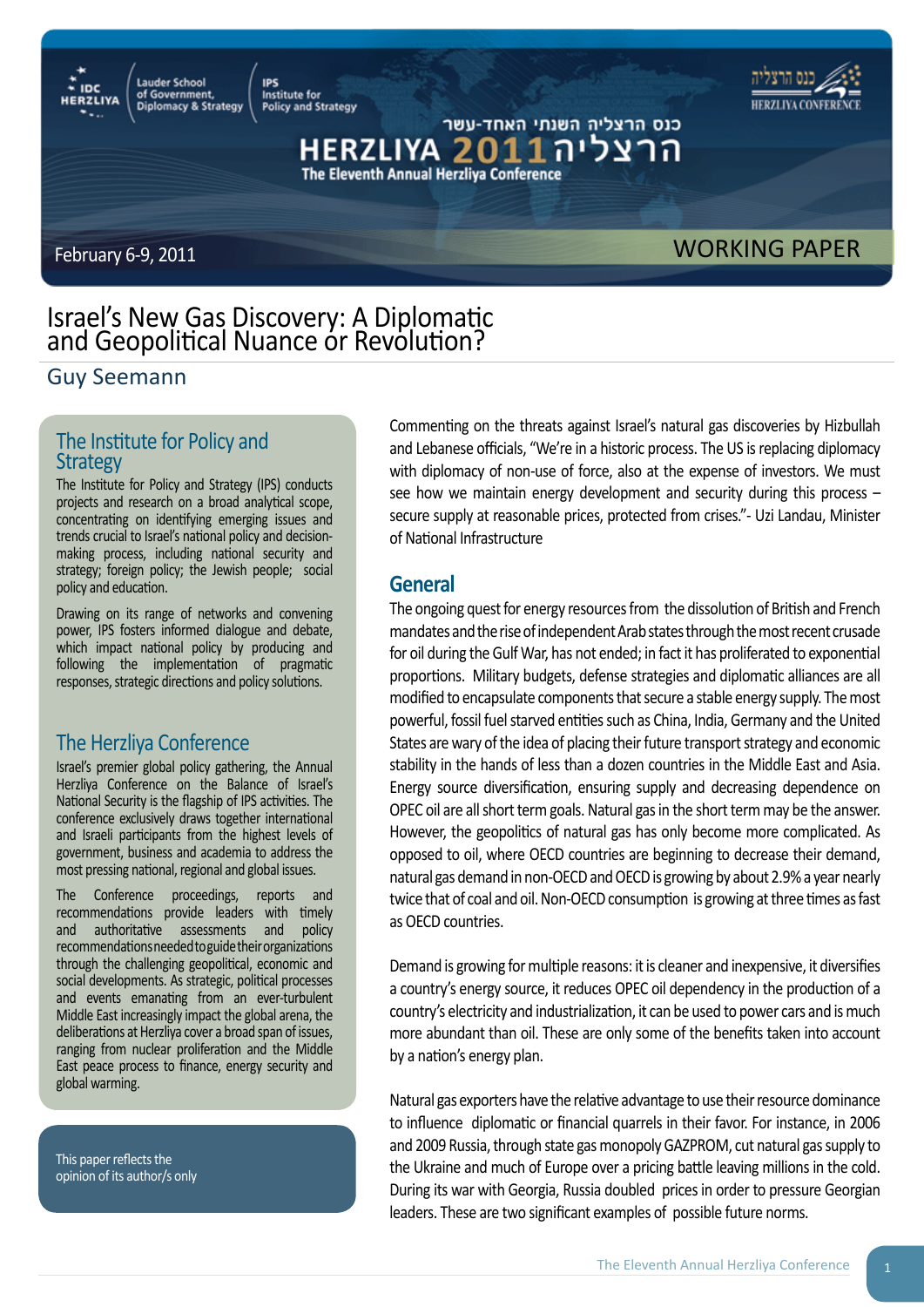IDC HERZLIYA | Lauder School of Government, Diplomacy & Strategy | IPS Institute for Policy and Strategy

כנס הרצליה השנתי האחד-עשר

HERZLIYA 2011 הרצליה

The Eleventh Annual Herzliya Conference

February 6-9, 2011

WORKING PAPER

# Israel's New Gas Discovery: A Diplomatic and Geopolitical Nuance or Revolution?

## Guy Seemann

### The Institute for Policy and Strategy

The Institute for Policy and Strategy (IPS) conducts projects and research on a broad analytical scope, concentrating on identifying emerging issues and trends crucial to Israel's national policy and decision-making process, including national security and strategy; foreign policy; the Jewish people; social policy and education.

Drawing on its range of networks and convening power, IPS fosters informed dialogue and debate, which impact national policy by producing and following the implementation of pragmatic responses, strategic directions and policy solutions.

### The Herzliya Conference

Israel's premier global policy gathering, the Annual Herzliya Conference on the Balance of Israel's National Security is the flagship of IPS activities. The conference exclusively draws together international and Israeli participants from the highest levels of government, business and academia to address the most pressing national, regional and global issues.

The Conference proceedings, reports and recommendations provide leaders with timely and authoritative assessments and policy recommendations needed to guide their organizations through the challenging geopolitical, economic and social developments. As strategic, political processes and events emanating from an ever-turbulent Middle East increasingly impact the global arena, the deliberations at Herzliya cover a broad span of issues, ranging from nuclear proliferation and the Middle East peace process to finance, energy security and global warming.

This paper reflects the opinion of its author/s only

Commenting on the threats against Israel's natural gas discoveries by Hizbullah and Lebanese officials, "We're in a historic process. The US is replacing diplomacy with diplomacy of non-use of force, also at the expense of investors. We must see how we maintain energy development and security during this process – secure supply at reasonable prices, protected from crises."- Uzi Landau, Minister of National Infrastructure

## General

The ongoing quest for energy resources from the dissolution of British and French mandates and the rise of independent Arab states through the most recent crusade for oil during the Gulf War, has not ended; in fact it has proliferated to exponential proportions. Military budgets, defense strategies and diplomatic alliances are all modified to encapsulate components that secure a stable energy supply. The most powerful, fossil fuel starved entities such as China, India, Germany and the United States are wary of the idea of placing their future transport strategy and economic stability in the hands of less than a dozen countries in the Middle East and Asia. Energy source diversification, ensuring supply and decreasing dependence on OPEC oil are all short term goals. Natural gas in the short term may be the answer. However, the geopolitics of natural gas has only become more complicated. As opposed to oil, where OECD countries are beginning to decrease their demand, natural gas demand in non-OECD and OECD is growing by about 2.9% a year nearly twice that of coal and oil. Non-OECD consumption is growing at three times as fast as OECD countries.

Demand is growing for multiple reasons: it is cleaner and inexpensive, it diversifies a country's energy source, it reduces OPEC oil dependency in the production of a country's electricity and industrialization, it can be used to power cars and is much more abundant than oil. These are only some of the benefits taken into account by a nation's energy plan.

Natural gas exporters have the relative advantage to use their resource dominance to influence diplomatic or financial quarrels in their favor. For instance, in 2006 and 2009 Russia, through state gas monopoly GAZPROM, cut natural gas supply to the Ukraine and much of Europe over a pricing battle leaving millions in the cold. During its war with Georgia, Russia doubled prices in order to pressure Georgian leaders. These are two significant examples of possible future norms.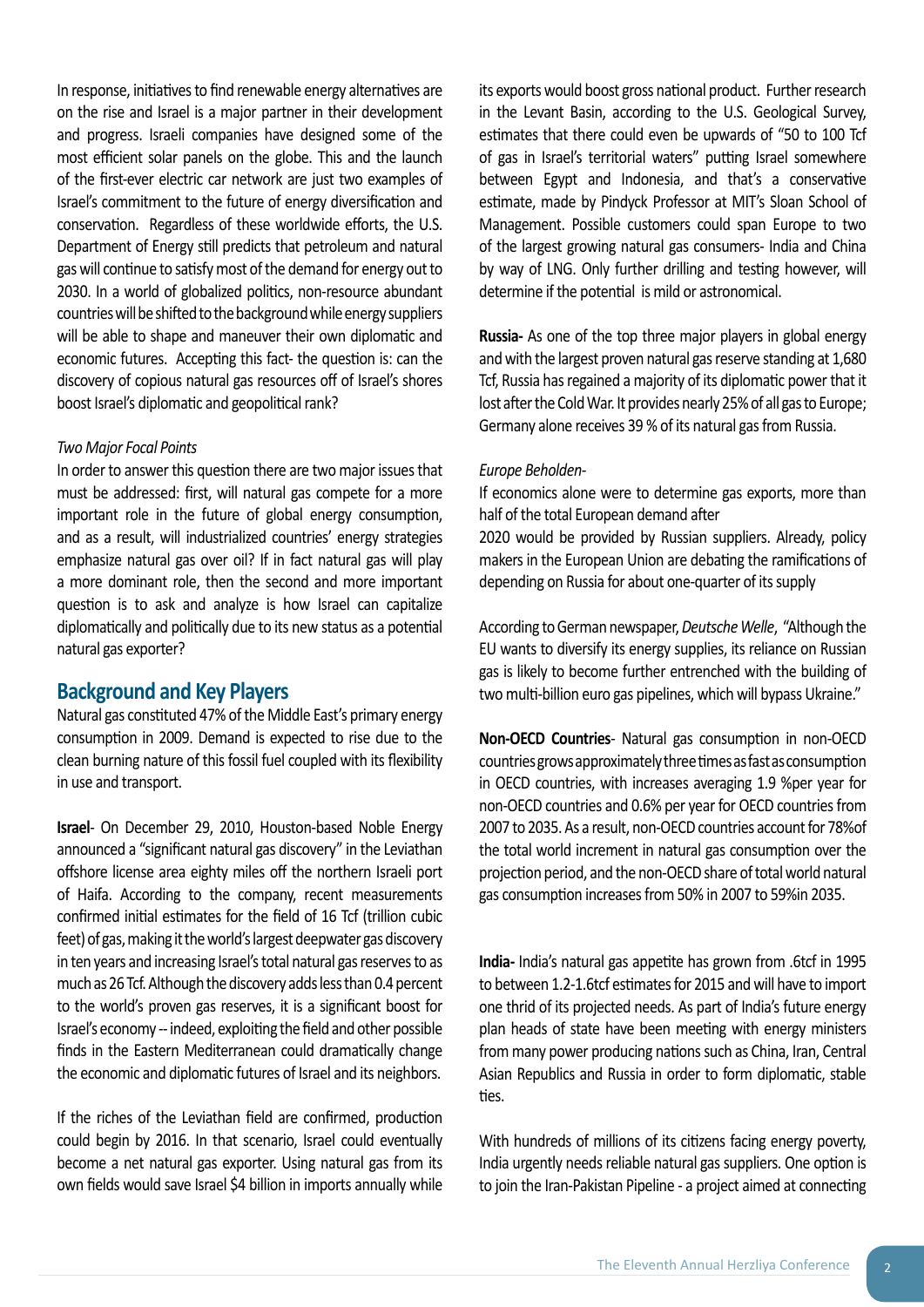In response, initiatives to find renewable energy alternatives are on the rise and Israel is a major partner in their development and progress. Israeli companies have designed some of the most efficient solar panels on the globe. This and the launch of the first-ever electric car network are just two examples of Israel's commitment to the future of energy diversification and conservation. Regardless of these worldwide efforts, the U.S. Department of Energy still predicts that petroleum and natural gas will continue to satisfy most of the demand for energy out to 2030. In a world of globalized politics, non-resource abundant countries will be shifted to the background while energy suppliers will be able to shape and maneuver their own diplomatic and economic futures. Accepting this fact- the question is: can the discovery of copious natural gas resources off of Israel's shores boost Israel's diplomatic and geopolitical rank?

*Two Major Focal Points*

In order to answer this question there are two major issues that must be addressed: first, will natural gas compete for a more important role in the future of global energy consumption, and as a result, will industrialized countries' energy strategies emphasize natural gas over oil? If in fact natural gas will play a more dominant role, then the second and more important question is to ask and analyze is how Israel can capitalize diplomatically and politically due to its new status as a potential natural gas exporter?

## Background and Key Players

Natural gas constituted 47% of the Middle East's primary energy consumption in 2009. Demand is expected to rise due to the clean burning nature of this fossil fuel coupled with its flexibility in use and transport.

**Israel**- On December 29, 2010, Houston-based Noble Energy announced a "significant natural gas discovery" in the Leviathan offshore license area eighty miles off the northern Israeli port of Haifa. According to the company, recent measurements confirmed initial estimates for the field of 16 Tcf (trillion cubic feet) of gas, making it the world's largest deepwater gas discovery in ten years and increasing Israel's total natural gas reserves to as much as 26 Tcf. Although the discovery adds less than 0.4 percent to the world's proven gas reserves, it is a significant boost for Israel's economy -- indeed, exploiting the field and other possible finds in the Eastern Mediterranean could dramatically change the economic and diplomatic futures of Israel and its neighbors.

If the riches of the Leviathan field are confirmed, production could begin by 2016. In that scenario, Israel could eventually become a net natural gas exporter. Using natural gas from its own fields would save Israel $4 billion in imports annually while its exports would boost gross national product. Further research in the Levant Basin, according to the U.S. Geological Survey, estimates that there could even be upwards of "50 to 100 Tcf of gas in Israel's territorial waters" putting Israel somewhere between Egypt and Indonesia, and that's a conservative estimate, made by Pindyck Professor at MIT's Sloan School of Management. Possible customers could span Europe to two of the largest growing natural gas consumers- India and China by way of LNG. Only further drilling and testing however, will determine if the potential is mild or astronomical.

**Russia-** As one of the top three major players in global energy and with the largest proven natural gas reserve standing at 1,680 Tcf, Russia has regained a majority of its diplomatic power that it lost after the Cold War. It provides nearly 25% of all gas to Europe; Germany alone receives 39 % of its natural gas from Russia.

*Europe Beholden-*

If economics alone were to determine gas exports, more than half of the total European demand after 2020 would be provided by Russian suppliers. Already, policy makers in the European Union are debating the ramifications of depending on Russia for about one-quarter of its supply

According to German newspaper, *Deutsche Welle*, "Although the EU wants to diversify its energy supplies, its reliance on Russian gas is likely to become further entrenched with the building of two multi-billion euro gas pipelines, which will bypass Ukraine."

**Non-OECD Countries**- Natural gas consumption in non-OECD countries grows approximately three times as fast as consumption in OECD countries, with increases averaging 1.9 %per year for non-OECD countries and 0.6% per year for OECD countries from 2007 to 2035. As a result, non-OECD countries account for 78%of the total world increment in natural gas consumption over the projection period, and the non-OECD share of total world natural gas consumption increases from 50% in 2007 to 59%in 2035.

**India-** India's natural gas appetite has grown from .6tcf in 1995 to between 1.2-1.6tcf estimates for 2015 and will have to import one thrid of its projected needs. As part of India's future energy plan heads of state have been meeting with energy ministers from many power producing nations such as China, Iran, Central Asian Republics and Russia in order to form diplomatic, stable ties.

With hundreds of millions of its citizens facing energy poverty, India urgently needs reliable natural gas suppliers. One option is to join the Iran-Pakistan Pipeline - a project aimed at connecting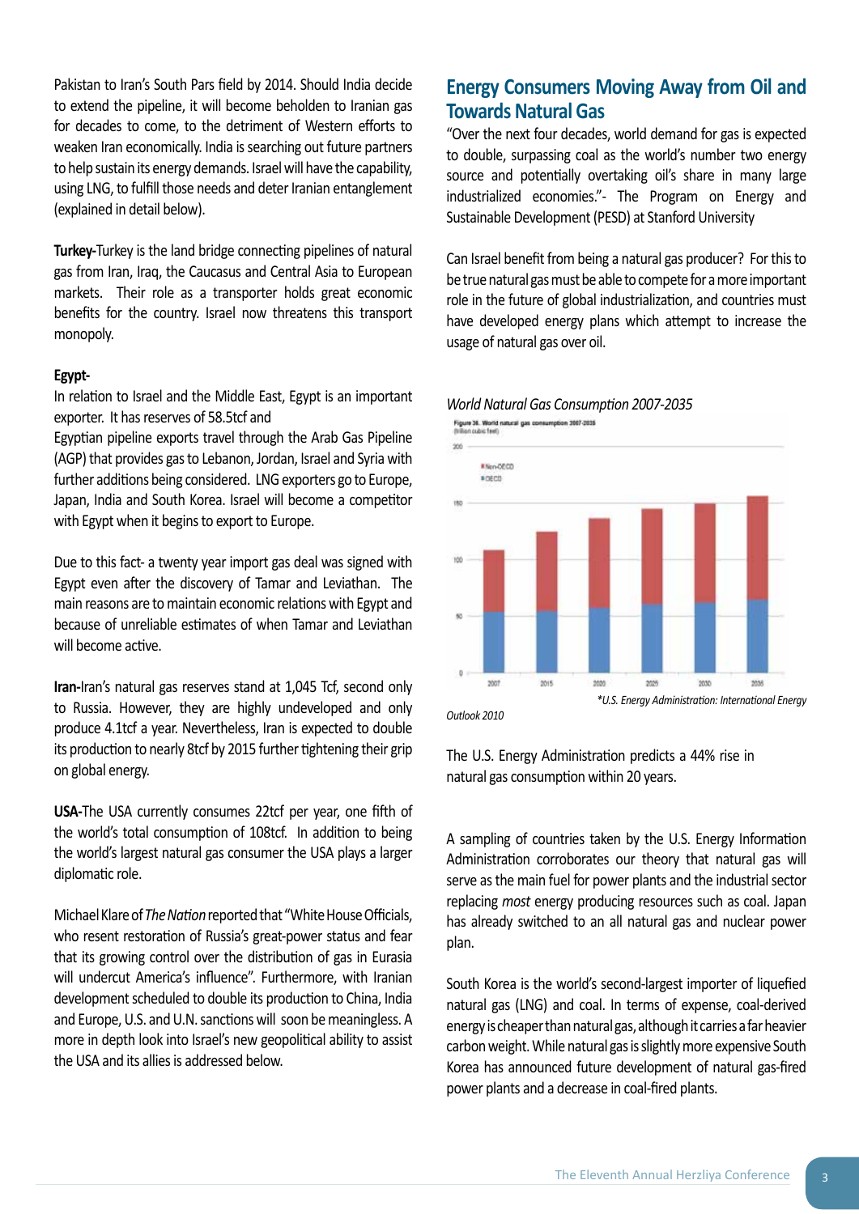Pakistan to Iran's South Pars field by 2014. Should India decide to extend the pipeline, it will become beholden to Iranian gas for decades to come, to the detriment of Western efforts to weaken Iran economically. India is searching out future partners to help sustain its energy demands. Israel will have the capability, using LNG, to fulfill those needs and deter Iranian entanglement (explained in detail below).

**Turkey-**Turkey is the land bridge connecting pipelines of natural gas from Iran, Iraq, the Caucasus and Central Asia to European markets. Their role as a transporter holds great economic benefits for the country. Israel now threatens this transport monopoly.

**Egypt-**

In relation to Israel and the Middle East, Egypt is an important exporter. It has reserves of 58.5tcf and

Egyptian pipeline exports travel through the Arab Gas Pipeline (AGP) that provides gas to Lebanon, Jordan, Israel and Syria with further additions being considered. LNG exporters go to Europe, Japan, India and South Korea. Israel will become a competitor with Egypt when it begins to export to Europe.

Due to this fact- a twenty year import gas deal was signed with Egypt even after the discovery of Tamar and Leviathan. The main reasons are to maintain economic relations with Egypt and because of unreliable estimates of when Tamar and Leviathan will become active.

**Iran-**Iran's natural gas reserves stand at 1,045 Tcf, second only to Russia. However, they are highly undeveloped and only produce 4.1tcf a year. Nevertheless, Iran is expected to double its production to nearly 8tcf by 2015 further tightening their grip on global energy.

**USA-**The USA currently consumes 22tcf per year, one fifth of the world's total consumption of 108tcf. In addition to being the world's largest natural gas consumer the USA plays a larger diplomatic role.

Michael Klare of *The Nation* reported that "White House Officials, who resent restoration of Russia's great-power status and fear that its growing control over the distribution of gas in Eurasia will undercut America's influence". Furthermore, with Iranian development scheduled to double its production to China, India and Europe, U.S. and U.N. sanctions will soon be meaningless. A more in depth look into Israel's new geopolitical ability to assist the USA and its allies is addressed below.

## Energy Consumers Moving Away from Oil and Towards Natural Gas

"Over the next four decades, world demand for gas is expected to double, surpassing coal as the world's number two energy source and potentially overtaking oil's share in many large industrialized economies."- The Program on Energy and Sustainable Development (PESD) at Stanford University

Can Israel benefit from being a natural gas producer? For this to be true natural gas must be able to compete for a more important role in the future of global industrialization, and countries must have developed energy plans which attempt to increase the usage of natural gas over oil.

*World Natural Gas Consumption 2007-2035*

Figure 38. World natural gas consumption 2007-2035 (trillion cubic feet)

| Year | OECD | Non-OECD |
|---|---|---|
| 2007 | | |
| 2015 | | |
| 2020 | | |
| 2025 | | |
| 2030 | | |
| 2035 | | |

*\*U.S. Energy Administration: International Energy Outlook 2010*

The U.S. Energy Administration predicts a 44% rise in natural gas consumption within 20 years.

A sampling of countries taken by the U.S. Energy Information Administration corroborates our theory that natural gas will serve as the main fuel for power plants and the industrial sector replacing *most* energy producing resources such as coal. Japan has already switched to an all natural gas and nuclear power plan.

South Korea is the world's second-largest importer of liquefied natural gas (LNG) and coal. In terms of expense, coal-derived energy is cheaper than natural gas, although it carries a far heavier carbon weight. While natural gas is slightly more expensive South Korea has announced future development of natural gas-fired power plants and a decrease in coal-fired plants.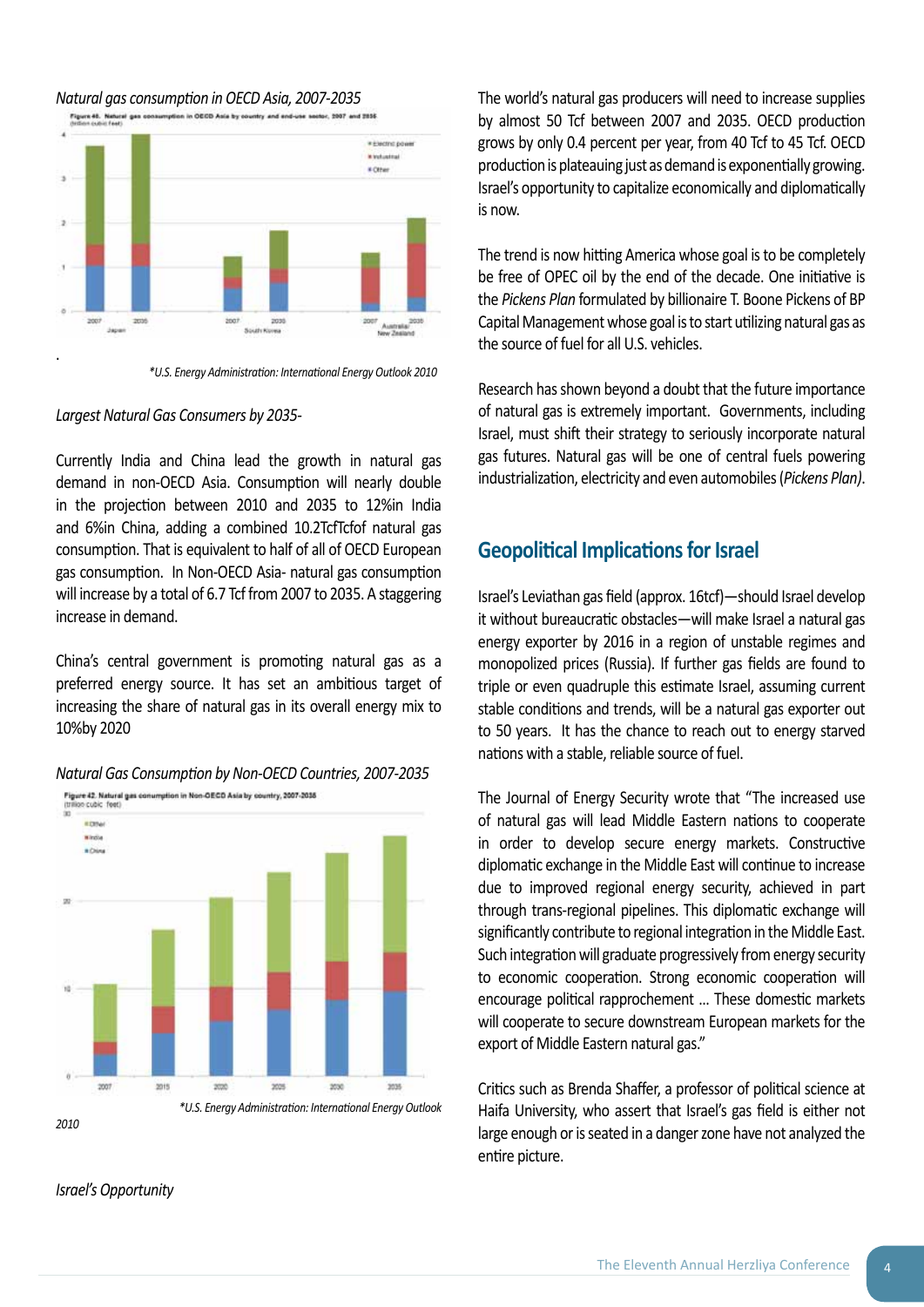*Natural gas consumption in OECD Asia, 2007-2035*

*\*U.S. Energy Administration: International Energy Outlook 2010*

*Largest Natural Gas Consumers by 2035-*

Currently India and China lead the growth in natural gas demand in non-OECD Asia. Consumption will nearly double in the projection between 2010 and 2035 to 12%in India and 6%in China, adding a combined 10.2TcfTcfof natural gas consumption. That is equivalent to half of all of OECD European gas consumption. In Non-OECD Asia- natural gas consumption will increase by a total of 6.7 Tcf from 2007 to 2035. A staggering increase in demand.

China's central government is promoting natural gas as a preferred energy source. It has set an ambitious target of increasing the share of natural gas in its overall energy mix to 10%by 2020

*Natural Gas Consumption by Non-OECD Countries, 2007-2035*

*\*U.S. Energy Administration: International Energy Outlook 2010*

*Israel's Opportunity*

The world's natural gas producers will need to increase supplies by almost 50 Tcf between 2007 and 2035. OECD production grows by only 0.4 percent per year, from 40 Tcf to 45 Tcf. OECD production is plateauing just as demand is exponentially growing. Israel's opportunity to capitalize economically and diplomatically is now.

The trend is now hitting America whose goal is to be completely be free of OPEC oil by the end of the decade. One initiative is the *Pickens Plan* formulated by billionaire T. Boone Pickens of BP Capital Management whose goal is to start utilizing natural gas as the source of fuel for all U.S. vehicles.

Research has shown beyond a doubt that the future importance of natural gas is extremely important. Governments, including Israel, must shift their strategy to seriously incorporate natural gas futures. Natural gas will be one of central fuels powering industrialization, electricity and even automobiles (*Pickens Plan).*

## Geopolitical Implications for Israel

Israel's Leviathan gas field (approx. 16tcf)—should Israel develop it without bureaucratic obstacles—will make Israel a natural gas energy exporter by 2016 in a region of unstable regimes and monopolized prices (Russia). If further gas fields are found to triple or even quadruple this estimate Israel, assuming current stable conditions and trends, will be a natural gas exporter out to 50 years. It has the chance to reach out to energy starved nations with a stable, reliable source of fuel.

The Journal of Energy Security wrote that "The increased use of natural gas will lead Middle Eastern nations to cooperate in order to develop secure energy markets. Constructive diplomatic exchange in the Middle East will continue to increase due to improved regional energy security, achieved in part through trans-regional pipelines. This diplomatic exchange will significantly contribute to regional integration in the Middle East. Such integration will graduate progressively from energy security to economic cooperation. Strong economic cooperation will encourage political rapprochement ... These domestic markets will cooperate to secure downstream European markets for the export of Middle Eastern natural gas."

Critics such as Brenda Shaffer, a professor of political science at Haifa University, who assert that Israel's gas field is either not large enough or is seated in a danger zone have not analyzed the entire picture.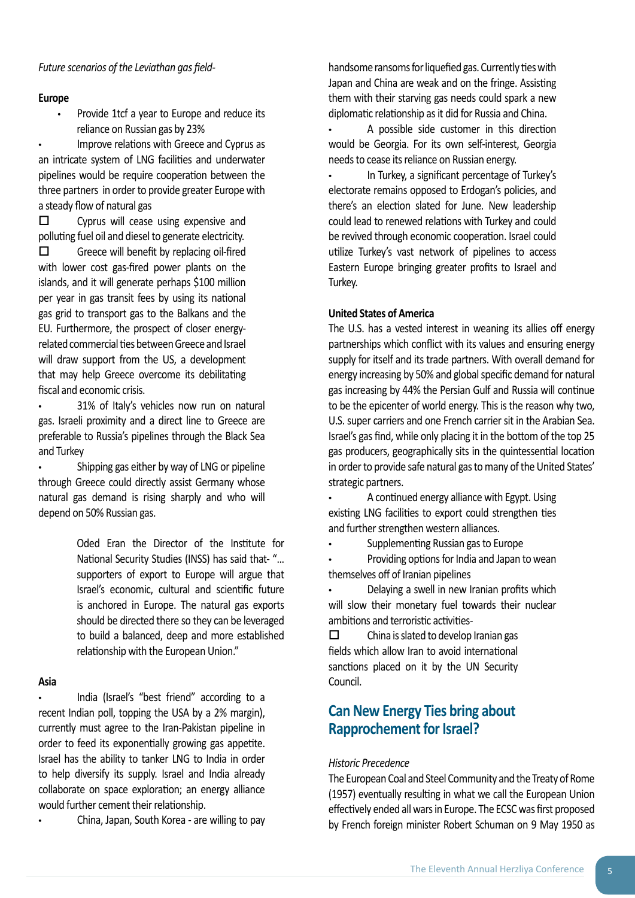*Future scenarios of the Leviathan gas field-*

**Europe**

- Provide 1tcf a year to Europe and reduce its reliance on Russian gas by 23%
- Improve relations with Greece and Cyprus as an intricate system of LNG facilities and underwater pipelines would be require cooperation between the three partners in order to provide greater Europe with a steady flow of natural gas
  - Cyprus will cease using expensive and polluting fuel oil and diesel to generate electricity.
  - Greece will benefit by replacing oil-fired with lower cost gas-fired power plants on the islands, and it will generate perhaps $100 million per year in gas transit fees by using its national gas grid to transport gas to the Balkans and the EU. Furthermore, the prospect of closer energy-related commercial ties between Greece and Israel will draw support from the US, a development that may help Greece overcome its debilitating fiscal and economic crisis.
- 31% of Italy's vehicles now run on natural gas. Israeli proximity and a direct line to Greece are preferable to Russia's pipelines through the Black Sea and Turkey
- Shipping gas either by way of LNG or pipeline through Greece could directly assist Germany whose natural gas demand is rising sharply and who will depend on 50% Russian gas.

> Oded Eran the Director of the Institute for National Security Studies (INSS) has said that- "... supporters of export to Europe will argue that Israel's economic, cultural and scientific future is anchored in Europe. The natural gas exports should be directed there so they can be leveraged to build a balanced, deep and more established relationship with the European Union."

**Asia**

- India (Israel's "best friend" according to a recent Indian poll, topping the USA by a 2% margin), currently must agree to the Iran-Pakistan pipeline in order to feed its exponentially growing gas appetite. Israel has the ability to tanker LNG to India in order to help diversify its supply. Israel and India already collaborate on space exploration; an energy alliance would further cement their relationship.
- China, Japan, South Korea - are willing to pay handsome ransoms for liquefied gas. Currently ties with Japan and China are weak and on the fringe. Assisting them with their starving gas needs could spark a new diplomatic relationship as it did for Russia and China.
- A possible side customer in this direction would be Georgia. For its own self-interest, Georgia needs to cease its reliance on Russian energy.
- In Turkey, a significant percentage of Turkey's electorate remains opposed to Erdogan's policies, and there's an election slated for June. New leadership could lead to renewed relations with Turkey and could be revived through economic cooperation. Israel could utilize Turkey's vast network of pipelines to access Eastern Europe bringing greater profits to Israel and Turkey.

**United States of America**

The U.S. has a vested interest in weaning its allies off energy partnerships which conflict with its values and ensuring energy supply for itself and its trade partners. With overall demand for energy increasing by 50% and global specific demand for natural gas increasing by 44% the Persian Gulf and Russia will continue to be the epicenter of world energy. This is the reason why two, U.S. super carriers and one French carrier sit in the Arabian Sea. Israel's gas find, while only placing it in the bottom of the top 25 gas producers, geographically sits in the quintessential location in order to provide safe natural gas to many of the United States' strategic partners.

- A continued energy alliance with Egypt. Using existing LNG facilities to export could strengthen ties and further strengthen western alliances.
- Supplementing Russian gas to Europe
- Providing options for India and Japan to wean themselves off of Iranian pipelines
- Delaying a swell in new Iranian profits which will slow their monetary fuel towards their nuclear ambitions and terroristic activities-
  - China is slated to develop Iranian gas fields which allow Iran to avoid international sanctions placed on it by the UN Security Council.

## Can New Energy Ties bring about Rapprochement for Israel?

*Historic Precedence*

The European Coal and Steel Community and the Treaty of Rome (1957) eventually resulting in what we call the European Union effectively ended all wars in Europe. The ECSC was first proposed by French foreign minister Robert Schuman on 9 May 1950 as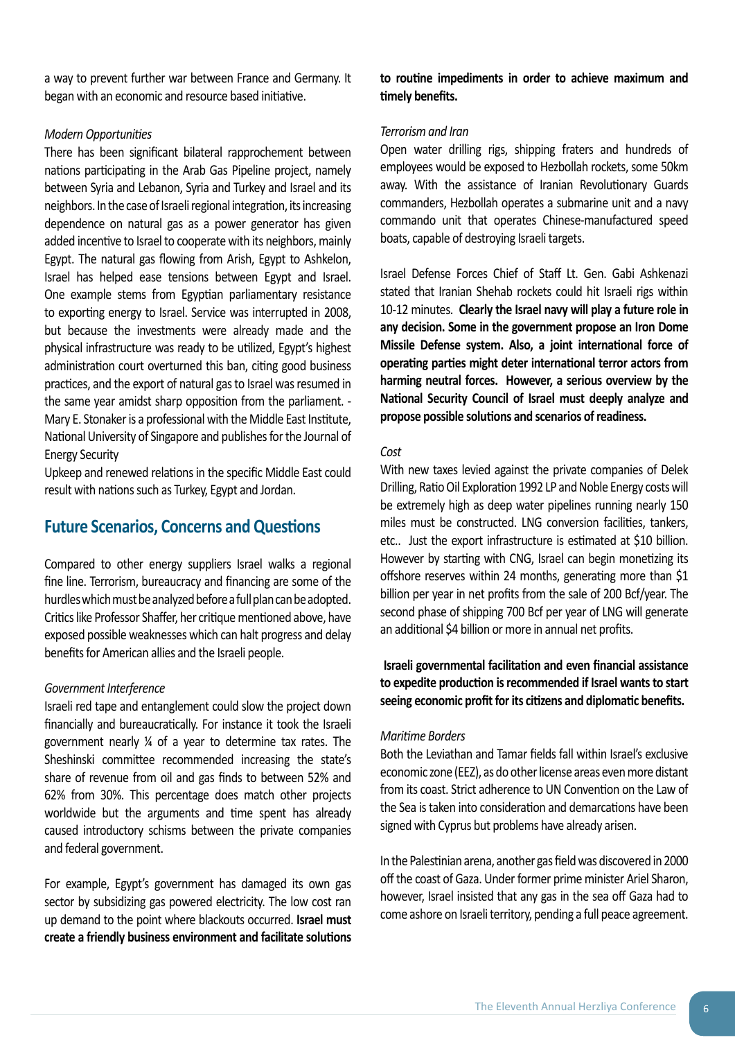a way to prevent further war between France and Germany. It began with an economic and resource based initiative.

*Modern Opportunities*

There has been significant bilateral rapprochement between nations participating in the Arab Gas Pipeline project, namely between Syria and Lebanon, Syria and Turkey and Israel and its neighbors. In the case of Israeli regional integration, its increasing dependence on natural gas as a power generator has given added incentive to Israel to cooperate with its neighbors, mainly Egypt. The natural gas flowing from Arish, Egypt to Ashkelon, Israel has helped ease tensions between Egypt and Israel. One example stems from Egyptian parliamentary resistance to exporting energy to Israel. Service was interrupted in 2008, but because the investments were already made and the physical infrastructure was ready to be utilized, Egypt's highest administration court overturned this ban, citing good business practices, and the export of natural gas to Israel was resumed in the same year amidst sharp opposition from the parliament. - Mary E. Stonaker is a professional with the Middle East Institute, National University of Singapore and publishes for the Journal of Energy Security

Upkeep and renewed relations in the specific Middle East could result with nations such as Turkey, Egypt and Jordan.

## Future Scenarios, Concerns and Questions

Compared to other energy suppliers Israel walks a regional fine line. Terrorism, bureaucracy and financing are some of the hurdles which must be analyzed before a full plan can be adopted. Critics like Professor Shaffer, her critique mentioned above, have exposed possible weaknesses which can halt progress and delay benefits for American allies and the Israeli people.

*Government Interference*

Israeli red tape and entanglement could slow the project down financially and bureaucratically. For instance it took the Israeli government nearly ¼ of a year to determine tax rates. The Sheshinski committee recommended increasing the state's share of revenue from oil and gas finds to between 52% and 62% from 30%. This percentage does match other projects worldwide but the arguments and time spent has already caused introductory schisms between the private companies and federal government.

For example, Egypt's government has damaged its own gas sector by subsidizing gas powered electricity. The low cost ran up demand to the point where blackouts occurred. **Israel must create a friendly business environment and facilitate solutions to routine impediments in order to achieve maximum and timely benefits.**

*Terrorism and Iran*

Open water drilling rigs, shipping fraters and hundreds of employees would be exposed to Hezbollah rockets, some 50km away. With the assistance of Iranian Revolutionary Guards commanders, Hezbollah operates a submarine unit and a navy commando unit that operates Chinese-manufactured speed boats, capable of destroying Israeli targets.

Israel Defense Forces Chief of Staff Lt. Gen. Gabi Ashkenazi stated that Iranian Shehab rockets could hit Israeli rigs within 10-12 minutes. **Clearly the Israel navy will play a future role in any decision. Some in the government propose an Iron Dome Missile Defense system. Also, a joint international force of operating parties might deter international terror actors from harming neutral forces. However, a serious overview by the National Security Council of Israel must deeply analyze and propose possible solutions and scenarios of readiness.**

*Cost*

With new taxes levied against the private companies of Delek Drilling, Ratio Oil Exploration 1992 LP and Noble Energy costs will be extremely high as deep water pipelines running nearly 150 miles must be constructed. LNG conversion facilities, tankers, etc.. Just the export infrastructure is estimated at $10 billion. However by starting with CNG, Israel can begin monetizing its offshore reserves within 24 months, generating more than $1 billion per year in net profits from the sale of 200 Bcf/year. The second phase of shipping 700 Bcf per year of LNG will generate an additional $4 billion or more in annual net profits.

**Israeli governmental facilitation and even financial assistance to expedite production is recommended if Israel wants to start seeing economic profit for its citizens and diplomatic benefits.**

*Maritime Borders*

Both the Leviathan and Tamar fields fall within Israel's exclusive economic zone (EEZ), as do other license areas even more distant from its coast. Strict adherence to UN Convention on the Law of the Sea is taken into consideration and demarcations have been signed with Cyprus but problems have already arisen.

In the Palestinian arena, another gas field was discovered in 2000 off the coast of Gaza. Under former prime minister Ariel Sharon, however, Israel insisted that any gas in the sea off Gaza had to come ashore on Israeli territory, pending a full peace agreement.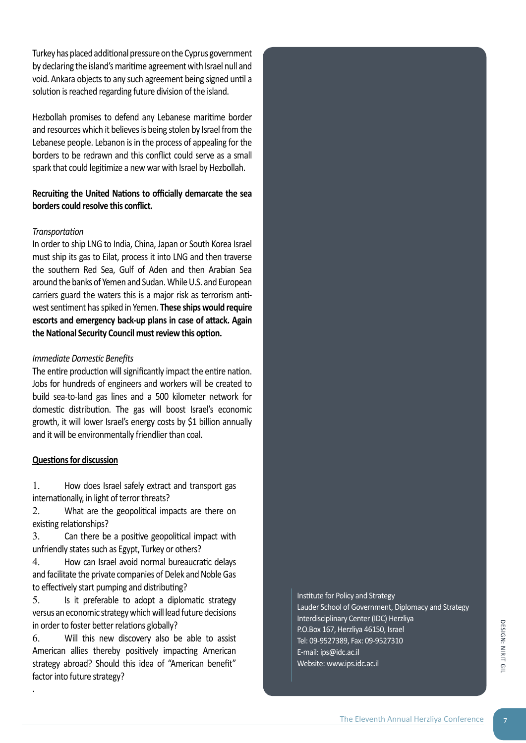Turkey has placed additional pressure on the Cyprus government by declaring the island's maritime agreement with Israel null and void. Ankara objects to any such agreement being signed until a solution is reached regarding future division of the island.

Hezbollah promises to defend any Lebanese maritime border and resources which it believes is being stolen by Israel from the Lebanese people. Lebanon is in the process of appealing for the borders to be redrawn and this conflict could serve as a small spark that could legitimize a new war with Israel by Hezbollah.

**Recruiting the United Nations to officially demarcate the sea borders could resolve this conflict.**

*Transportation*

In order to ship LNG to India, China, Japan or South Korea Israel must ship its gas to Eilat, process it into LNG and then traverse the southern Red Sea, Gulf of Aden and then Arabian Sea around the banks of Yemen and Sudan. While U.S. and European carriers guard the waters this is a major risk as terrorism anti-west sentiment has spiked in Yemen. **These ships would require escorts and emergency back-up plans in case of attack. Again the National Security Council must review this option.**

*Immediate Domestic Benefits*

The entire production will significantly impact the entire nation. Jobs for hundreds of engineers and workers will be created to build sea-to-land gas lines and a 500 kilometer network for domestic distribution. The gas will boost Israel's economic growth, it will lower Israel's energy costs by $1 billion annually and it will be environmentally friendlier than coal.

**<u>Questions for discussion</u>**

1. How does Israel safely extract and transport gas internationally, in light of terror threats?
2. What are the geopolitical impacts are there on existing relationships?
3. Can there be a positive geopolitical impact with unfriendly states such as Egypt, Turkey or others?
4. How can Israel avoid normal bureaucratic delays and facilitate the private companies of Delek and Noble Gas to effectively start pumping and distributing?
5. Is it preferable to adopt a diplomatic strategy versus an economic strategy which will lead future decisions in order to foster better relations globally?
6. Will this new discovery also be able to assist American allies thereby positively impacting American strategy abroad? Should this idea of "American benefit" factor into future strategy?

.

Institute for Policy and Strategy
Lauder School of Government, Diplomacy and Strategy
Interdisciplinary Center (IDC) Herzliya
P.O.Box 167, Herzliya 46150, Israel
Tel: 09-9527389, Fax: 09-9527310
E-mail: ips@idc.ac.il
Website: www.ips.idc.ac.il

DESIGN: NIRIT GIL